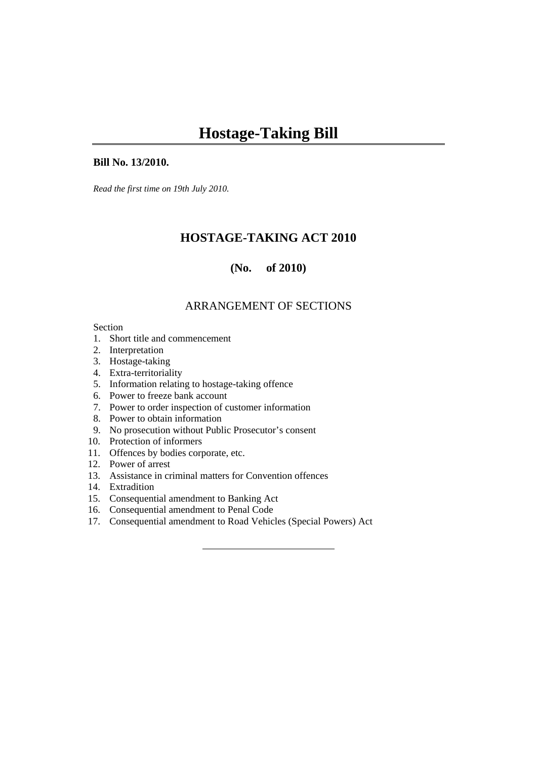# Hostage-Taking Bill

**Bill No. 13/2010.**

*Read the first time on 19th July 2010.*

## HOSTAGE-TAKING ACT 2010

**(No. of 2010)**

## ARRANGEMENT OF SECTIONS

Section

1. Short title and commencement
2. Interpretation
3. Hostage-taking
4. Extra-territoriality
5. Information relating to hostage-taking offence
6. Power to freeze bank account
7. Power to order inspection of customer information
8. Power to obtain information
9. No prosecution without Public Prosecutor's consent
10. Protection of informers
11. Offences by bodies corporate, etc.
12. Power of arrest
13. Assistance in criminal matters for Convention offences
14. Extradition
15. Consequential amendment to Banking Act
16. Consequential amendment to Penal Code
17. Consequential amendment to Road Vehicles (Special Powers) Act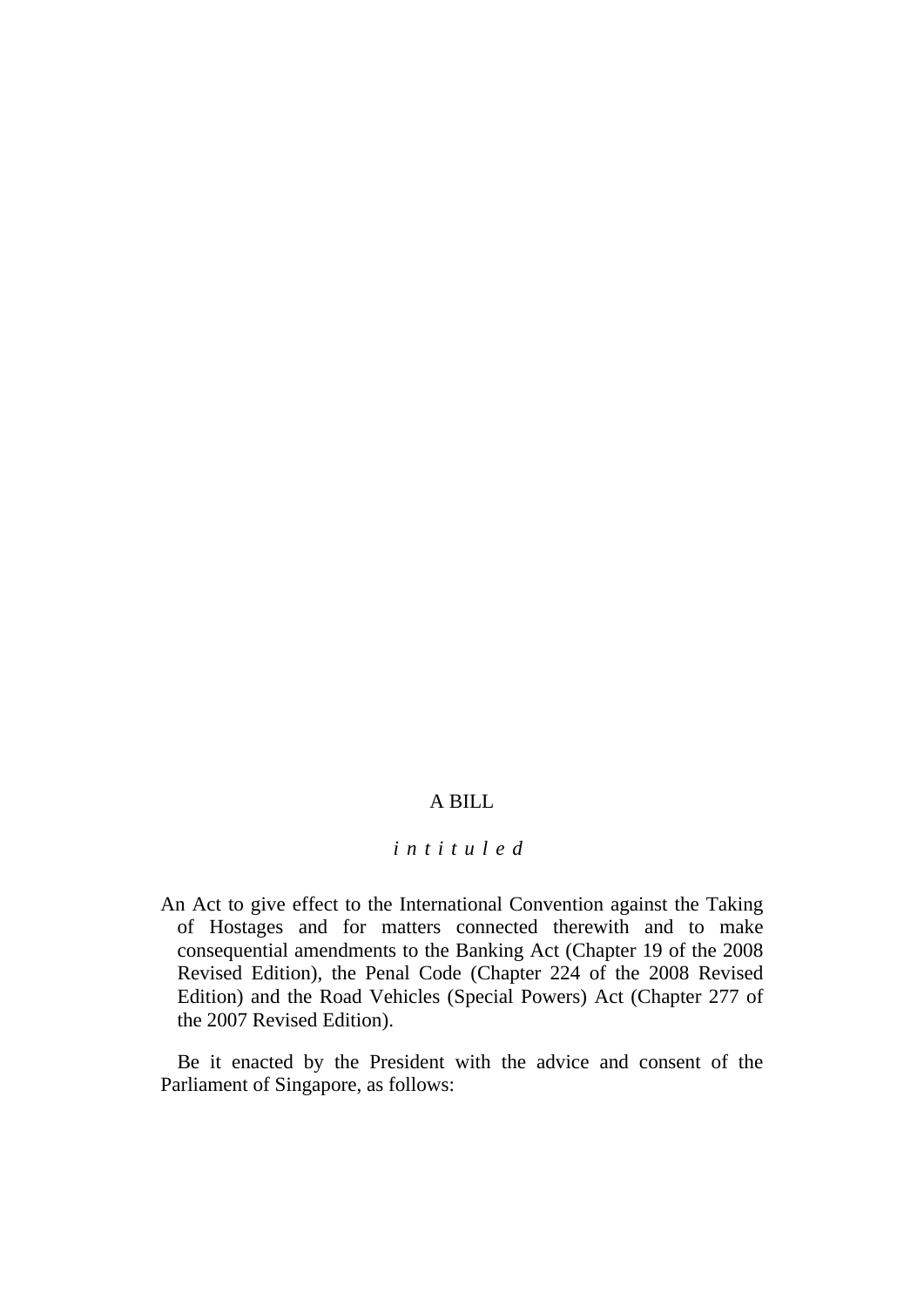A BILL

*intituled*

An Act to give effect to the International Convention against the Taking of Hostages and for matters connected therewith and to make consequential amendments to the Banking Act (Chapter 19 of the 2008 Revised Edition), the Penal Code (Chapter 224 of the 2008 Revised Edition) and the Road Vehicles (Special Powers) Act (Chapter 277 of the 2007 Revised Edition).

Be it enacted by the President with the advice and consent of the Parliament of Singapore, as follows: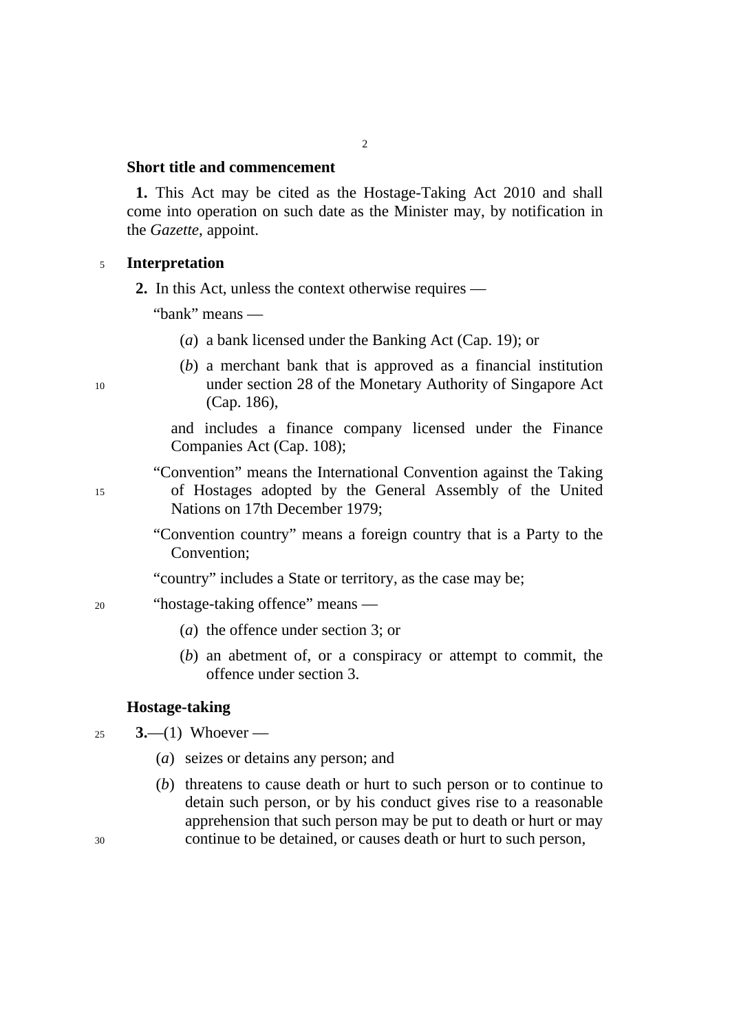**Short title and commencement**

**1.** This Act may be cited as the Hostage-Taking Act 2010 and shall come into operation on such date as the Minister may, by notification in the *Gazette*, appoint.

**Interpretation**

**2.** In this Act, unless the context otherwise requires —

"bank" means —

(*a*) a bank licensed under the Banking Act (Cap. 19); or

(*b*) a merchant bank that is approved as a financial institution under section 28 of the Monetary Authority of Singapore Act (Cap. 186),

and includes a finance company licensed under the Finance Companies Act (Cap. 108);

"Convention" means the International Convention against the Taking of Hostages adopted by the General Assembly of the United Nations on 17th December 1979;

"Convention country" means a foreign country that is a Party to the Convention;

"country" includes a State or territory, as the case may be;

"hostage-taking offence" means —

(*a*) the offence under section 3; or

(*b*) an abetment of, or a conspiracy or attempt to commit, the offence under section 3.

**Hostage-taking**

**3.**—(1) Whoever —

(*a*) seizes or detains any person; and

(*b*) threatens to cause death or hurt to such person or to continue to detain such person, or by his conduct gives rise to a reasonable apprehension that such person may be put to death or hurt or may continue to be detained, or causes death or hurt to such person,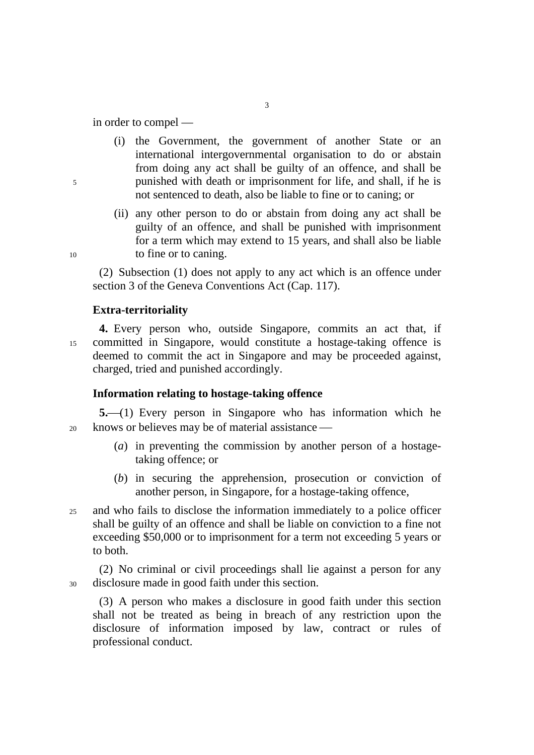in order to compel —

(i) the Government, the government of another State or an international intergovernmental organisation to do or abstain from doing any act shall be guilty of an offence, and shall be punished with death or imprisonment for life, and shall, if he is not sentenced to death, also be liable to fine or to caning; or

(ii) any other person to do or abstain from doing any act shall be guilty of an offence, and shall be punished with imprisonment for a term which may extend to 15 years, and shall also be liable to fine or to caning.

(2) Subsection (1) does not apply to any act which is an offence under section 3 of the Geneva Conventions Act (Cap. 117).

**Extra-territoriality**

**4.** Every person who, outside Singapore, commits an act that, if committed in Singapore, would constitute a hostage-taking offence is deemed to commit the act in Singapore and may be proceeded against, charged, tried and punished accordingly.

**Information relating to hostage-taking offence**

**5.**—(1) Every person in Singapore who has information which he knows or believes may be of material assistance —

(*a*) in preventing the commission by another person of a hostage-taking offence; or

(*b*) in securing the apprehension, prosecution or conviction of another person, in Singapore, for a hostage-taking offence,

and who fails to disclose the information immediately to a police officer shall be guilty of an offence and shall be liable on conviction to a fine not exceeding $50,000 or to imprisonment for a term not exceeding 5 years or to both.

(2) No criminal or civil proceedings shall lie against a person for any disclosure made in good faith under this section.

(3) A person who makes a disclosure in good faith under this section shall not be treated as being in breach of any restriction upon the disclosure of information imposed by law, contract or rules of professional conduct.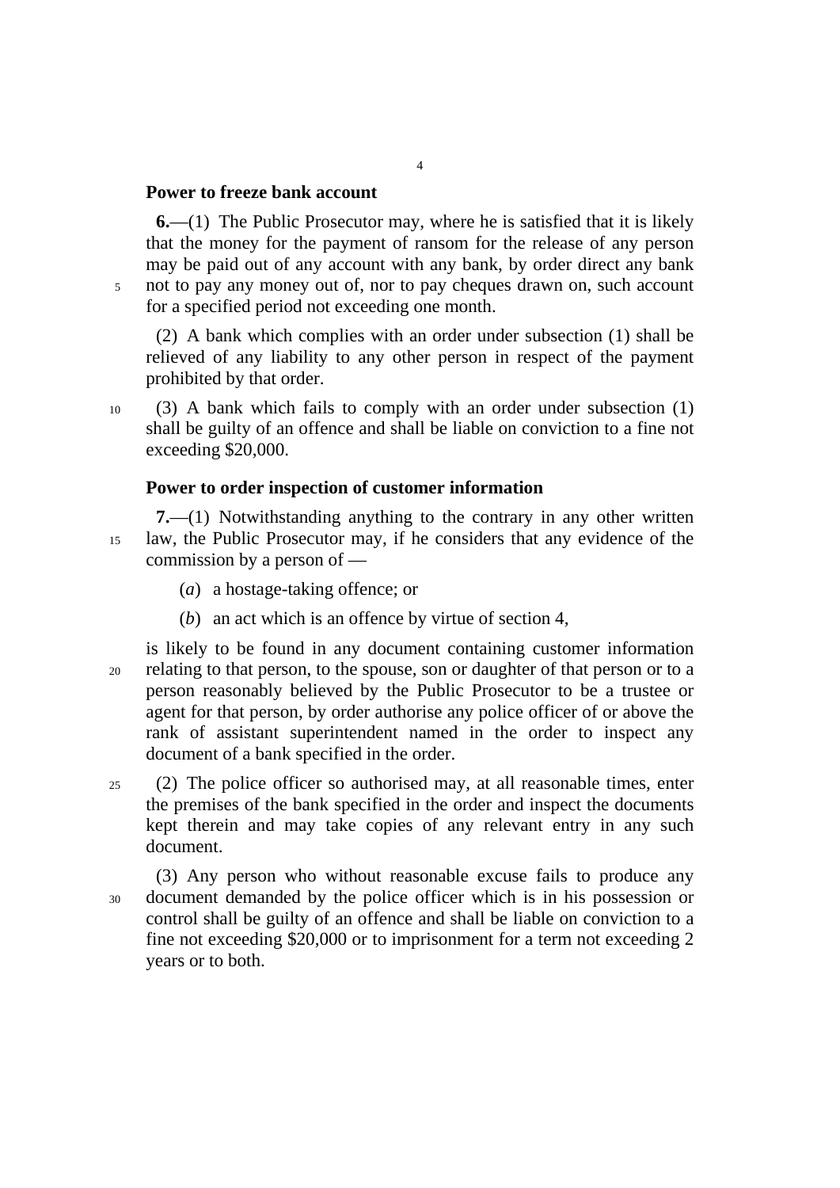### Power to freeze bank account

**6.**—(1) The Public Prosecutor may, where he is satisfied that it is likely that the money for the payment of ransom for the release of any person may be paid out of any account with any bank, by order direct any bank not to pay any money out of, nor to pay cheques drawn on, such account for a specified period not exceeding one month.

(2) A bank which complies with an order under subsection (1) shall be relieved of any liability to any other person in respect of the payment prohibited by that order.

(3) A bank which fails to comply with an order under subsection (1) shall be guilty of an offence and shall be liable on conviction to a fine not exceeding $20,000.

### Power to order inspection of customer information

**7.**—(1) Notwithstanding anything to the contrary in any other written law, the Public Prosecutor may, if he considers that any evidence of the commission by a person of —

(*a*) a hostage-taking offence; or

(*b*) an act which is an offence by virtue of section 4,

is likely to be found in any document containing customer information relating to that person, to the spouse, son or daughter of that person or to a person reasonably believed by the Public Prosecutor to be a trustee or agent for that person, by order authorise any police officer of or above the rank of assistant superintendent named in the order to inspect any document of a bank specified in the order.

(2) The police officer so authorised may, at all reasonable times, enter the premises of the bank specified in the order and inspect the documents kept therein and may take copies of any relevant entry in any such document.

(3) Any person who without reasonable excuse fails to produce any document demanded by the police officer which is in his possession or control shall be guilty of an offence and shall be liable on conviction to a fine not exceeding $20,000 or to imprisonment for a term not exceeding 2 years or to both.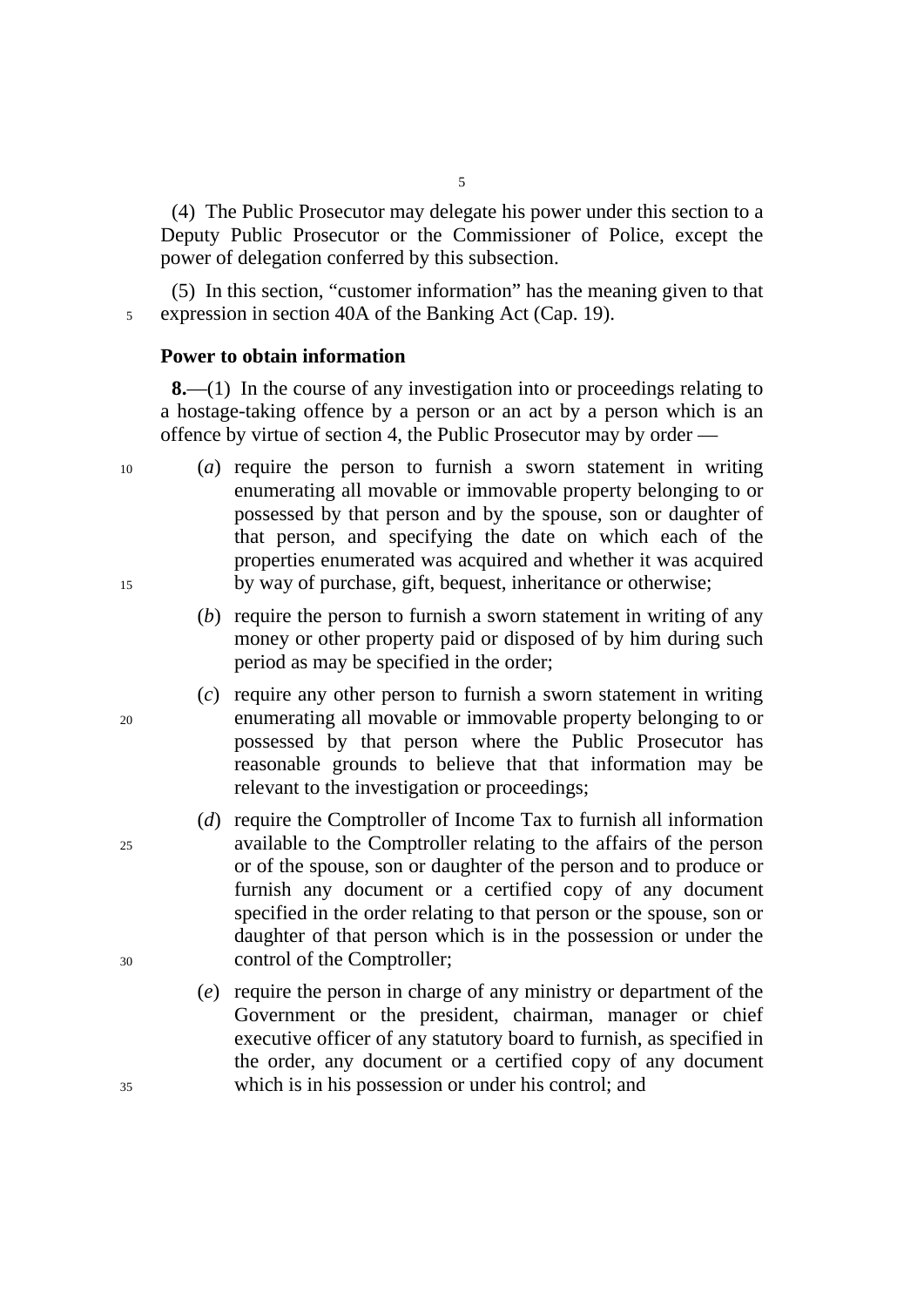(4) The Public Prosecutor may delegate his power under this section to a Deputy Public Prosecutor or the Commissioner of Police, except the power of delegation conferred by this subsection.

(5) In this section, "customer information" has the meaning given to that expression in section 40A of the Banking Act (Cap. 19).

**Power to obtain information**

**8.**—(1) In the course of any investigation into or proceedings relating to a hostage-taking offence by a person or an act by a person which is an offence by virtue of section 4, the Public Prosecutor may by order —

(*a*) require the person to furnish a sworn statement in writing enumerating all movable or immovable property belonging to or possessed by that person and by the spouse, son or daughter of that person, and specifying the date on which each of the properties enumerated was acquired and whether it was acquired by way of purchase, gift, bequest, inheritance or otherwise;

(*b*) require the person to furnish a sworn statement in writing of any money or other property paid or disposed of by him during such period as may be specified in the order;

(*c*) require any other person to furnish a sworn statement in writing enumerating all movable or immovable property belonging to or possessed by that person where the Public Prosecutor has reasonable grounds to believe that that information may be relevant to the investigation or proceedings;

(*d*) require the Comptroller of Income Tax to furnish all information available to the Comptroller relating to the affairs of the person or of the spouse, son or daughter of the person and to produce or furnish any document or a certified copy of any document specified in the order relating to that person or the spouse, son or daughter of that person which is in the possession or under the control of the Comptroller;

(*e*) require the person in charge of any ministry or department of the Government or the president, chairman, manager or chief executive officer of any statutory board to furnish, as specified in the order, any document or a certified copy of any document which is in his possession or under his control; and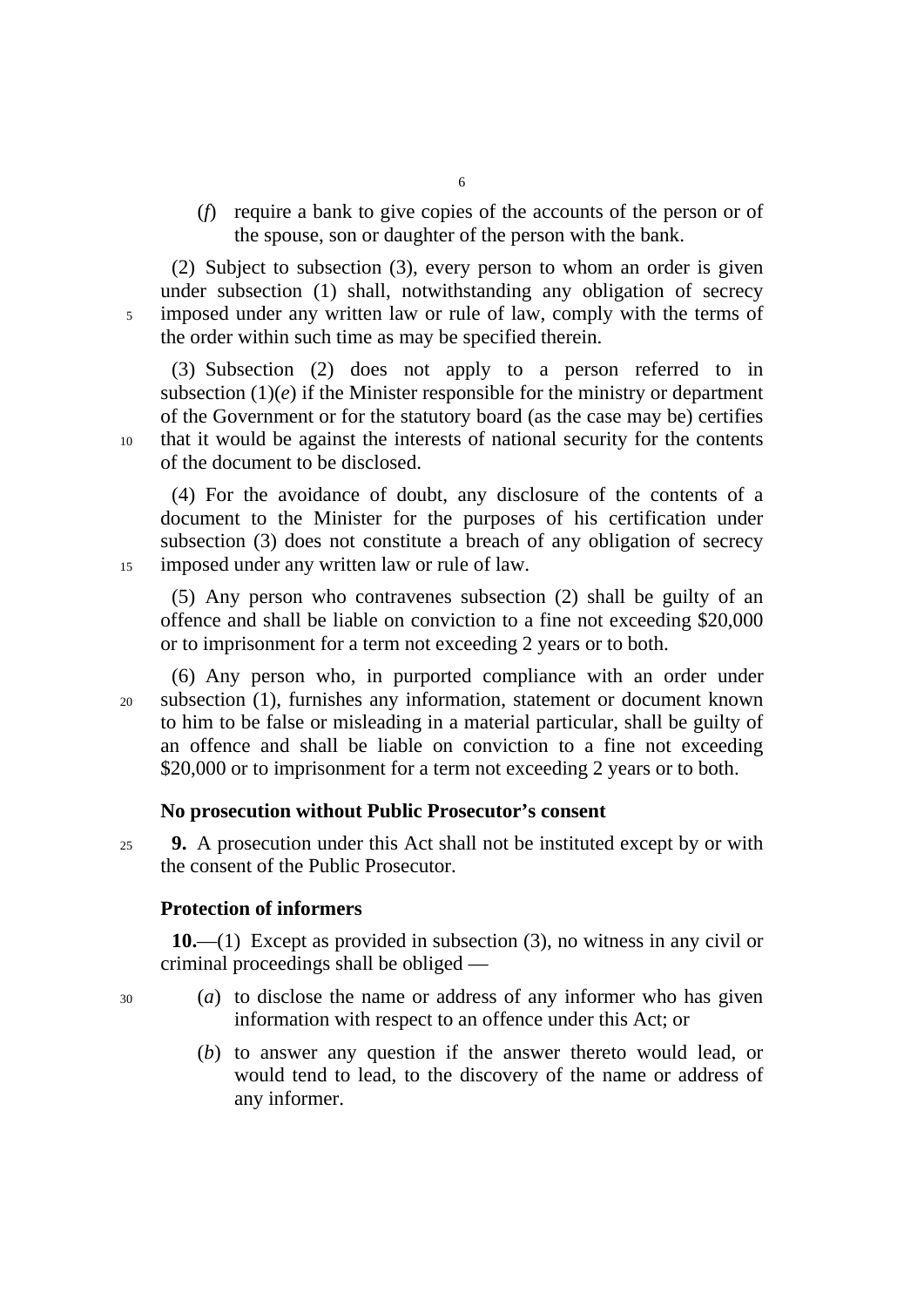(*f*) require a bank to give copies of the accounts of the person or of the spouse, son or daughter of the person with the bank.

(2) Subject to subsection (3), every person to whom an order is given under subsection (1) shall, notwithstanding any obligation of secrecy imposed under any written law or rule of law, comply with the terms of the order within such time as may be specified therein.

(3) Subsection (2) does not apply to a person referred to in subsection (1)(*e*) if the Minister responsible for the ministry or department of the Government or for the statutory board (as the case may be) certifies that it would be against the interests of national security for the contents of the document to be disclosed.

(4) For the avoidance of doubt, any disclosure of the contents of a document to the Minister for the purposes of his certification under subsection (3) does not constitute a breach of any obligation of secrecy imposed under any written law or rule of law.

(5) Any person who contravenes subsection (2) shall be guilty of an offence and shall be liable on conviction to a fine not exceeding $20,000 or to imprisonment for a term not exceeding 2 years or to both.

(6) Any person who, in purported compliance with an order under subsection (1), furnishes any information, statement or document known to him to be false or misleading in a material particular, shall be guilty of an offence and shall be liable on conviction to a fine not exceeding $20,000 or to imprisonment for a term not exceeding 2 years or to both.

**No prosecution without Public Prosecutor's consent**

**9.** A prosecution under this Act shall not be instituted except by or with the consent of the Public Prosecutor.

**Protection of informers**

**10.**—(1) Except as provided in subsection (3), no witness in any civil or criminal proceedings shall be obliged —

(*a*) to disclose the name or address of any informer who has given information with respect to an offence under this Act; or

(*b*) to answer any question if the answer thereto would lead, or would tend to lead, to the discovery of the name or address of any informer.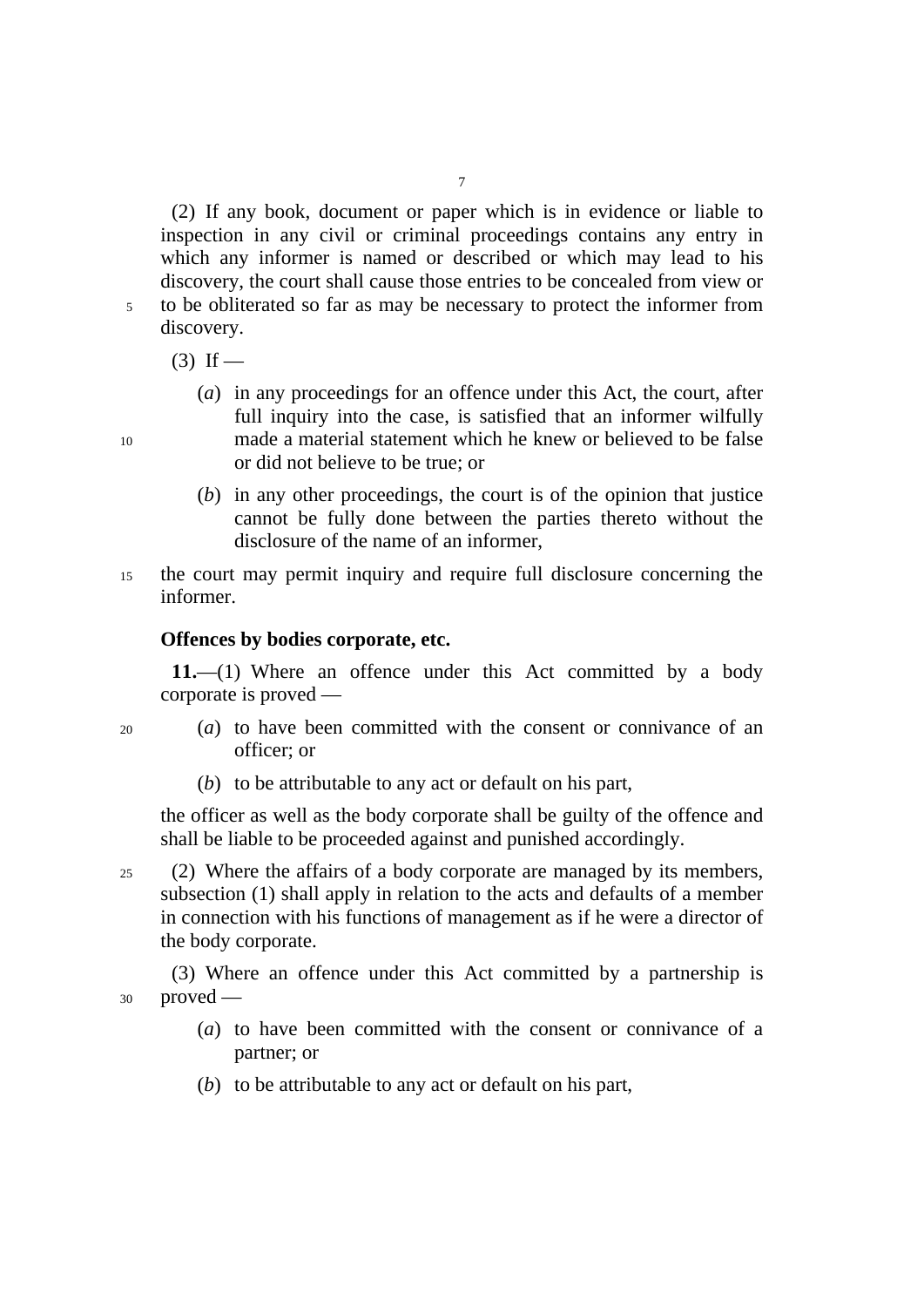(2) If any book, document or paper which is in evidence or liable to inspection in any civil or criminal proceedings contains any entry in which any informer is named or described or which may lead to his discovery, the court shall cause those entries to be concealed from view or to be obliterated so far as may be necessary to protect the informer from discovery.

(3) If —

(*a*) in any proceedings for an offence under this Act, the court, after full inquiry into the case, is satisfied that an informer wilfully made a material statement which he knew or believed to be false or did not believe to be true; or

(*b*) in any other proceedings, the court is of the opinion that justice cannot be fully done between the parties thereto without the disclosure of the name of an informer,

the court may permit inquiry and require full disclosure concerning the informer.

**Offences by bodies corporate, etc.**

**11.**—(1) Where an offence under this Act committed by a body corporate is proved —

(*a*) to have been committed with the consent or connivance of an officer; or

(*b*) to be attributable to any act or default on his part,

the officer as well as the body corporate shall be guilty of the offence and shall be liable to be proceeded against and punished accordingly.

(2) Where the affairs of a body corporate are managed by its members, subsection (1) shall apply in relation to the acts and defaults of a member in connection with his functions of management as if he were a director of the body corporate.

(3) Where an offence under this Act committed by a partnership is proved —

(*a*) to have been committed with the consent or connivance of a partner; or

(*b*) to be attributable to any act or default on his part,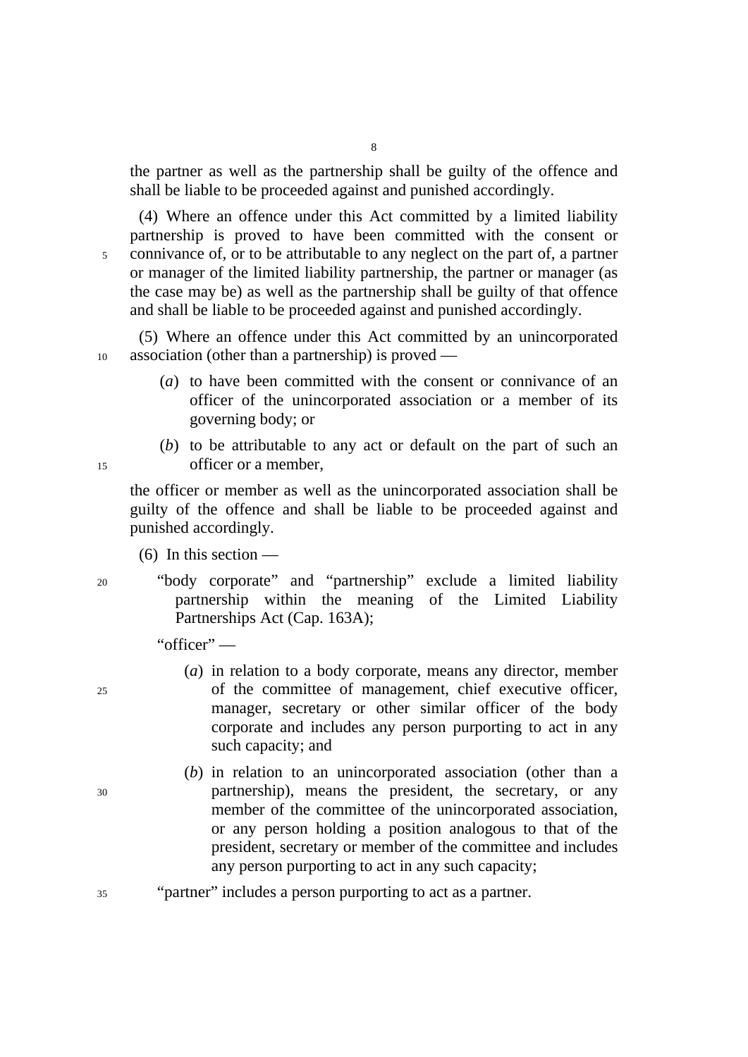the partner as well as the partnership shall be guilty of the offence and shall be liable to be proceeded against and punished accordingly.

(4) Where an offence under this Act committed by a limited liability partnership is proved to have been committed with the consent or connivance of, or to be attributable to any neglect on the part of, a partner or manager of the limited liability partnership, the partner or manager (as the case may be) as well as the partnership shall be guilty of that offence and shall be liable to be proceeded against and punished accordingly.

(5) Where an offence under this Act committed by an unincorporated association (other than a partnership) is proved —

(*a*) to have been committed with the consent or connivance of an officer of the unincorporated association or a member of its governing body; or

(*b*) to be attributable to any act or default on the part of such an officer or a member,

the officer or member as well as the unincorporated association shall be guilty of the offence and shall be liable to be proceeded against and punished accordingly.

(6) In this section —

"body corporate" and "partnership" exclude a limited liability partnership within the meaning of the Limited Liability Partnerships Act (Cap. 163A);

"officer" —

(*a*) in relation to a body corporate, means any director, member of the committee of management, chief executive officer, manager, secretary or other similar officer of the body corporate and includes any person purporting to act in any such capacity; and

(*b*) in relation to an unincorporated association (other than a partnership), means the president, the secretary, or any member of the committee of the unincorporated association, or any person holding a position analogous to that of the president, secretary or member of the committee and includes any person purporting to act in any such capacity;

"partner" includes a person purporting to act as a partner.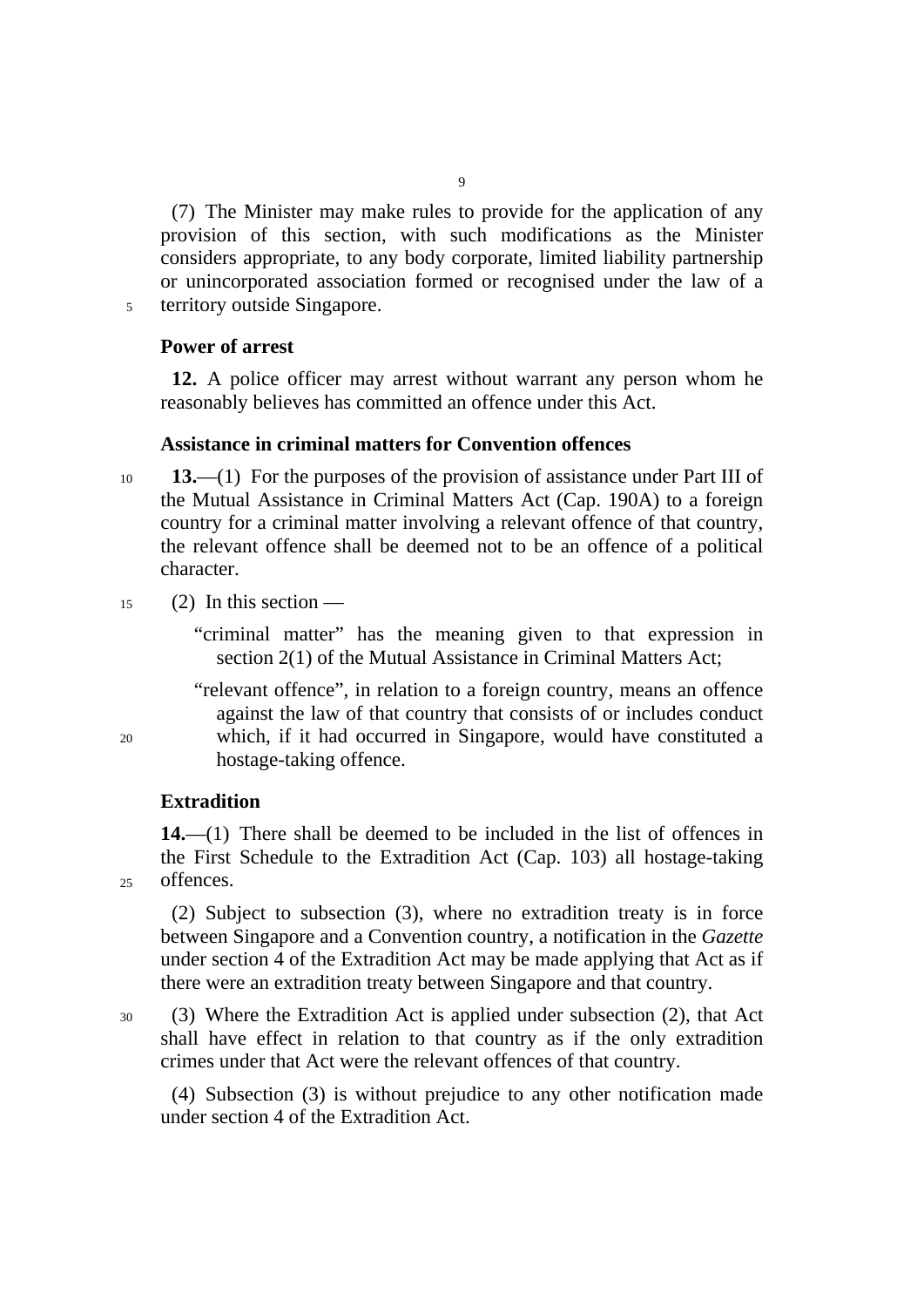(7) The Minister may make rules to provide for the application of any provision of this section, with such modifications as the Minister considers appropriate, to any body corporate, limited liability partnership or unincorporated association formed or recognised under the law of a territory outside Singapore.

**Power of arrest**

**12.** A police officer may arrest without warrant any person whom he reasonably believes has committed an offence under this Act.

**Assistance in criminal matters for Convention offences**

**13.**—(1) For the purposes of the provision of assistance under Part III of the Mutual Assistance in Criminal Matters Act (Cap. 190A) to a foreign country for a criminal matter involving a relevant offence of that country, the relevant offence shall be deemed not to be an offence of a political character.

(2) In this section —

"criminal matter" has the meaning given to that expression in section 2(1) of the Mutual Assistance in Criminal Matters Act;

"relevant offence", in relation to a foreign country, means an offence against the law of that country that consists of or includes conduct which, if it had occurred in Singapore, would have constituted a hostage-taking offence.

**Extradition**

**14.**—(1) There shall be deemed to be included in the list of offences in the First Schedule to the Extradition Act (Cap. 103) all hostage-taking offences.

(2) Subject to subsection (3), where no extradition treaty is in force between Singapore and a Convention country, a notification in the *Gazette* under section 4 of the Extradition Act may be made applying that Act as if there were an extradition treaty between Singapore and that country.

(3) Where the Extradition Act is applied under subsection (2), that Act shall have effect in relation to that country as if the only extradition crimes under that Act were the relevant offences of that country.

(4) Subsection (3) is without prejudice to any other notification made under section 4 of the Extradition Act.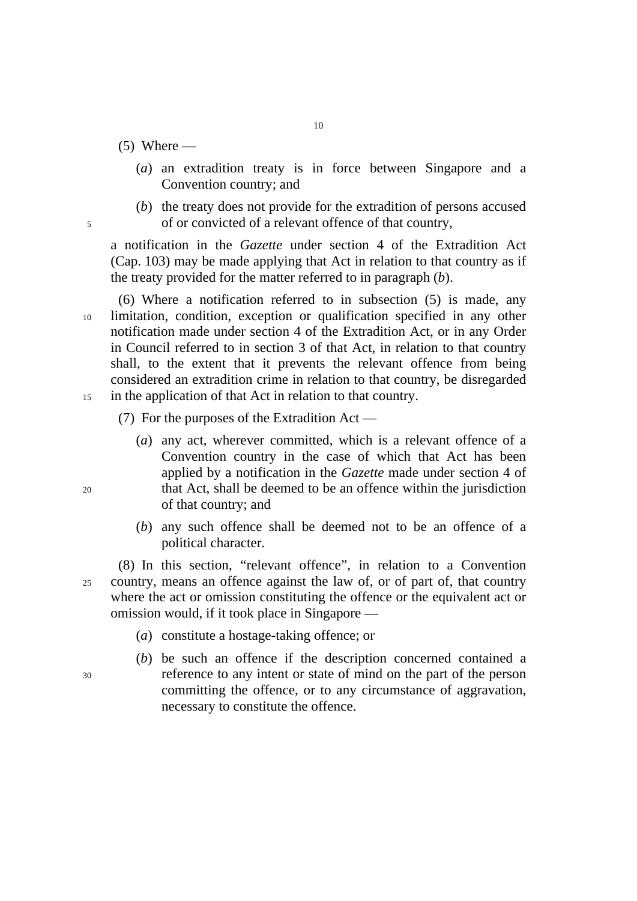(5) Where —

(*a*) an extradition treaty is in force between Singapore and a Convention country; and

(*b*) the treaty does not provide for the extradition of persons accused of or convicted of a relevant offence of that country,

a notification in the *Gazette* under section 4 of the Extradition Act (Cap. 103) may be made applying that Act in relation to that country as if the treaty provided for the matter referred to in paragraph (*b*).

(6) Where a notification referred to in subsection (5) is made, any limitation, condition, exception or qualification specified in any other notification made under section 4 of the Extradition Act, or in any Order in Council referred to in section 3 of that Act, in relation to that country shall, to the extent that it prevents the relevant offence from being considered an extradition crime in relation to that country, be disregarded in the application of that Act in relation to that country.

(7) For the purposes of the Extradition Act —

(*a*) any act, wherever committed, which is a relevant offence of a Convention country in the case of which that Act has been applied by a notification in the *Gazette* made under section 4 of that Act, shall be deemed to be an offence within the jurisdiction of that country; and

(*b*) any such offence shall be deemed not to be an offence of a political character.

(8) In this section, "relevant offence", in relation to a Convention country, means an offence against the law of, or of part of, that country where the act or omission constituting the offence or the equivalent act or omission would, if it took place in Singapore —

(*a*) constitute a hostage-taking offence; or

(*b*) be such an offence if the description concerned contained a reference to any intent or state of mind on the part of the person committing the offence, or to any circumstance of aggravation, necessary to constitute the offence.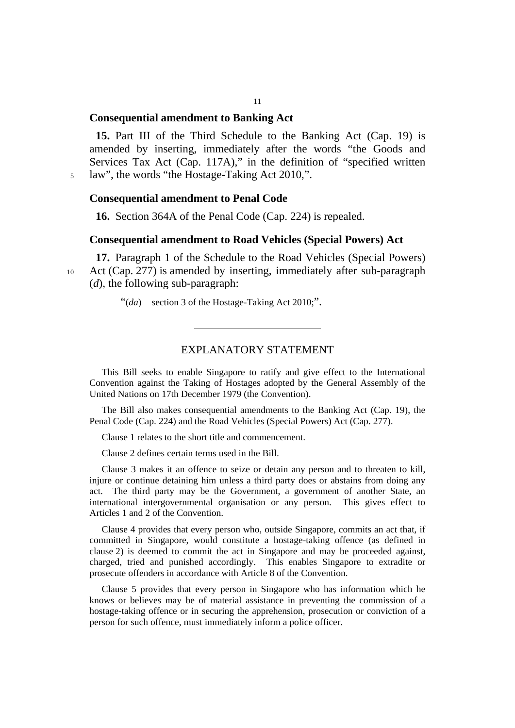### Consequential amendment to Banking Act

**15.** Part III of the Third Schedule to the Banking Act (Cap. 19) is amended by inserting, immediately after the words "the Goods and Services Tax Act (Cap. 117A)," in the definition of "specified written law", the words "the Hostage-Taking Act 2010,".

### Consequential amendment to Penal Code

**16.** Section 364A of the Penal Code (Cap. 224) is repealed.

### Consequential amendment to Road Vehicles (Special Powers) Act

**17.** Paragraph 1 of the Schedule to the Road Vehicles (Special Powers) Act (Cap. 277) is amended by inserting, immediately after sub-paragraph (*d*), the following sub-paragraph:

"(*da*) section 3 of the Hostage-Taking Act 2010;".

---

## EXPLANATORY STATEMENT

This Bill seeks to enable Singapore to ratify and give effect to the International Convention against the Taking of Hostages adopted by the General Assembly of the United Nations on 17th December 1979 (the Convention).

The Bill also makes consequential amendments to the Banking Act (Cap. 19), the Penal Code (Cap. 224) and the Road Vehicles (Special Powers) Act (Cap. 277).

Clause 1 relates to the short title and commencement.

Clause 2 defines certain terms used in the Bill.

Clause 3 makes it an offence to seize or detain any person and to threaten to kill, injure or continue detaining him unless a third party does or abstains from doing any act. The third party may be the Government, a government of another State, an international intergovernmental organisation or any person. This gives effect to Articles 1 and 2 of the Convention.

Clause 4 provides that every person who, outside Singapore, commits an act that, if committed in Singapore, would constitute a hostage-taking offence (as defined in clause 2) is deemed to commit the act in Singapore and may be proceeded against, charged, tried and punished accordingly. This enables Singapore to extradite or prosecute offenders in accordance with Article 8 of the Convention.

Clause 5 provides that every person in Singapore who has information which he knows or believes may be of material assistance in preventing the commission of a hostage-taking offence or in securing the apprehension, prosecution or conviction of a person for such offence, must immediately inform a police officer.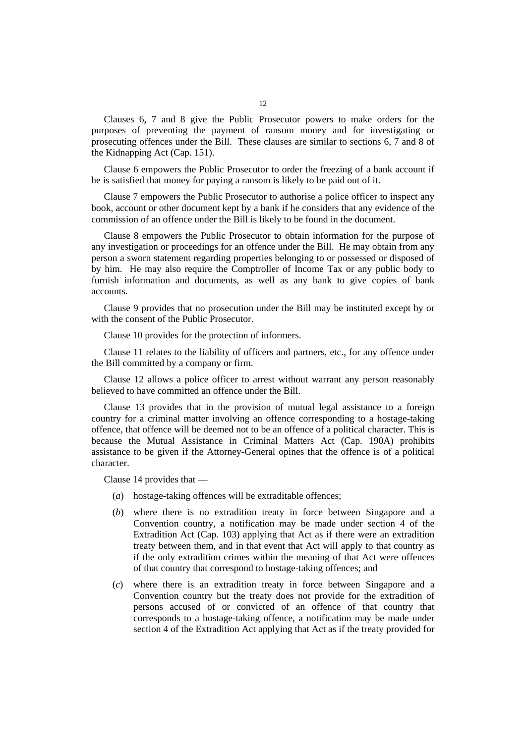Clauses 6, 7 and 8 give the Public Prosecutor powers to make orders for the purposes of preventing the payment of ransom money and for investigating or prosecuting offences under the Bill. These clauses are similar to sections 6, 7 and 8 of the Kidnapping Act (Cap. 151).

Clause 6 empowers the Public Prosecutor to order the freezing of a bank account if he is satisfied that money for paying a ransom is likely to be paid out of it.

Clause 7 empowers the Public Prosecutor to authorise a police officer to inspect any book, account or other document kept by a bank if he considers that any evidence of the commission of an offence under the Bill is likely to be found in the document.

Clause 8 empowers the Public Prosecutor to obtain information for the purpose of any investigation or proceedings for an offence under the Bill. He may obtain from any person a sworn statement regarding properties belonging to or possessed or disposed of by him. He may also require the Comptroller of Income Tax or any public body to furnish information and documents, as well as any bank to give copies of bank accounts.

Clause 9 provides that no prosecution under the Bill may be instituted except by or with the consent of the Public Prosecutor.

Clause 10 provides for the protection of informers.

Clause 11 relates to the liability of officers and partners, etc., for any offence under the Bill committed by a company or firm.

Clause 12 allows a police officer to arrest without warrant any person reasonably believed to have committed an offence under the Bill.

Clause 13 provides that in the provision of mutual legal assistance to a foreign country for a criminal matter involving an offence corresponding to a hostage-taking offence, that offence will be deemed not to be an offence of a political character. This is because the Mutual Assistance in Criminal Matters Act (Cap. 190A) prohibits assistance to be given if the Attorney-General opines that the offence is of a political character.

Clause 14 provides that —

(*a*) hostage-taking offences will be extraditable offences;

(*b*) where there is no extradition treaty in force between Singapore and a Convention country, a notification may be made under section 4 of the Extradition Act (Cap. 103) applying that Act as if there were an extradition treaty between them, and in that event that Act will apply to that country as if the only extradition crimes within the meaning of that Act were offences of that country that correspond to hostage-taking offences; and

(*c*) where there is an extradition treaty in force between Singapore and a Convention country but the treaty does not provide for the extradition of persons accused of or convicted of an offence of that country that corresponds to a hostage-taking offence, a notification may be made under section 4 of the Extradition Act applying that Act as if the treaty provided for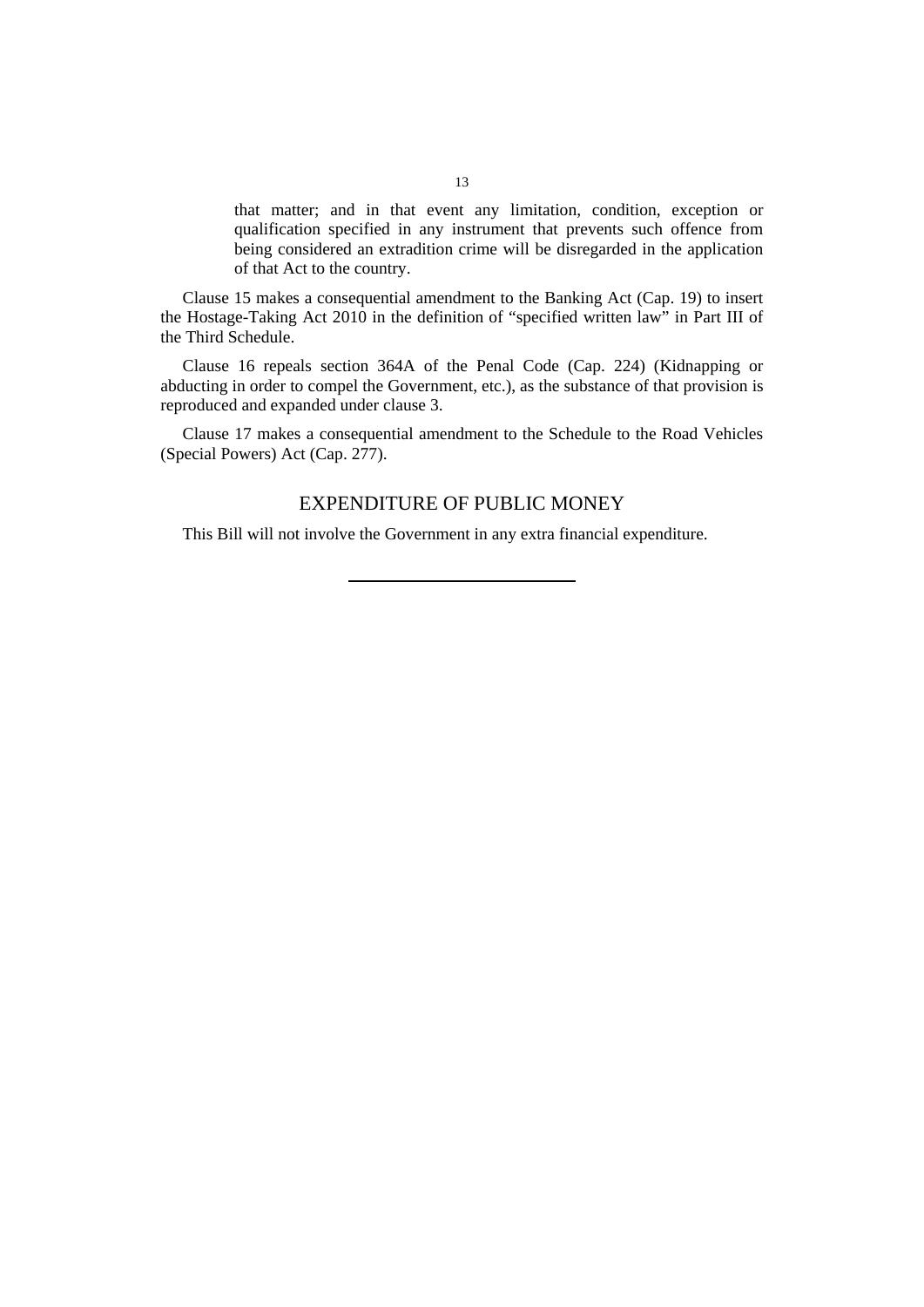that matter; and in that event any limitation, condition, exception or qualification specified in any instrument that prevents such offence from being considered an extradition crime will be disregarded in the application of that Act to the country.

Clause 15 makes a consequential amendment to the Banking Act (Cap. 19) to insert the Hostage-Taking Act 2010 in the definition of "specified written law" in Part III of the Third Schedule.

Clause 16 repeals section 364A of the Penal Code (Cap. 224) (Kidnapping or abducting in order to compel the Government, etc.), as the substance of that provision is reproduced and expanded under clause 3.

Clause 17 makes a consequential amendment to the Schedule to the Road Vehicles (Special Powers) Act (Cap. 277).

## EXPENDITURE OF PUBLIC MONEY

This Bill will not involve the Government in any extra financial expenditure.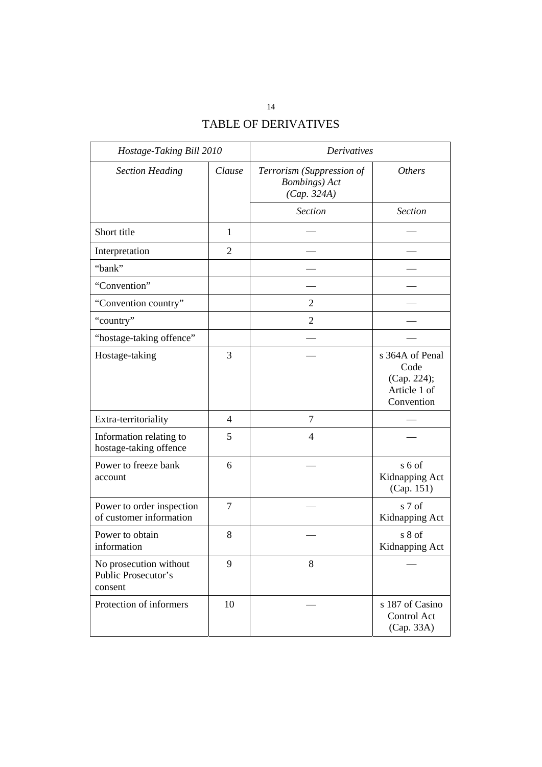# TABLE OF DERIVATIVES

| *Hostage-Taking Bill 2010* | | *Derivatives* | |
|---|---|---|---|
| *Section Heading* | *Clause* | *Terrorism (Suppression of Bombings) Act (Cap. 324A)* | *Others* |
| | | *Section* | *Section* |
| Short title | 1 | — | — |
| Interpretation | 2 | — | — |
| “bank” | | — | — |
| “Convention” | | — | — |
| “Convention country” | | 2 | — |
| “country” | | 2 | — |
| “hostage-taking offence” | | — | — |
| Hostage-taking | 3 | — | s 364A of Penal Code (Cap. 224); Article 1 of Convention |
| Extra-territoriality | 4 | 7 | — |
| Information relating to hostage-taking offence | 5 | 4 | — |
| Power to freeze bank account | 6 | — | s 6 of Kidnapping Act (Cap. 151) |
| Power to order inspection of customer information | 7 | — | s 7 of Kidnapping Act |
| Power to obtain information | 8 | — | s 8 of Kidnapping Act |
| No prosecution without Public Prosecutor’s consent | 9 | 8 | — |
| Protection of informers | 10 | — | s 187 of Casino Control Act (Cap. 33A) |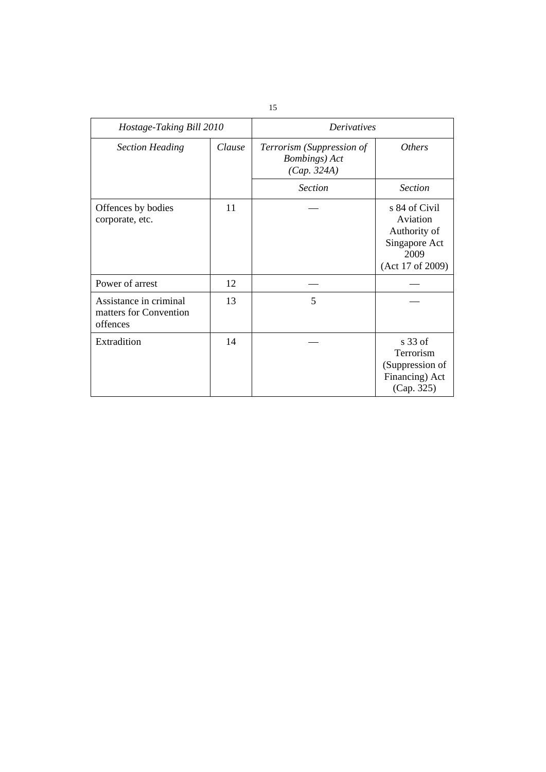| *Hostage-Taking Bill 2010* | | *Derivatives* | |
|---|---|---|---|
| *Section Heading* | *Clause* | *Terrorism (Suppression of Bombings) Act (Cap. 324A)* | *Others* |
| | | *Section* | *Section* |
| Offences by bodies corporate, etc. | 11 | — | s 84 of Civil Aviation Authority of Singapore Act 2009 (Act 17 of 2009) |
| Power of arrest | 12 | — | — |
| Assistance in criminal matters for Convention offences | 13 | 5 | — |
| Extradition | 14 | — | s 33 of Terrorism (Suppression of Financing) Act (Cap. 325) |